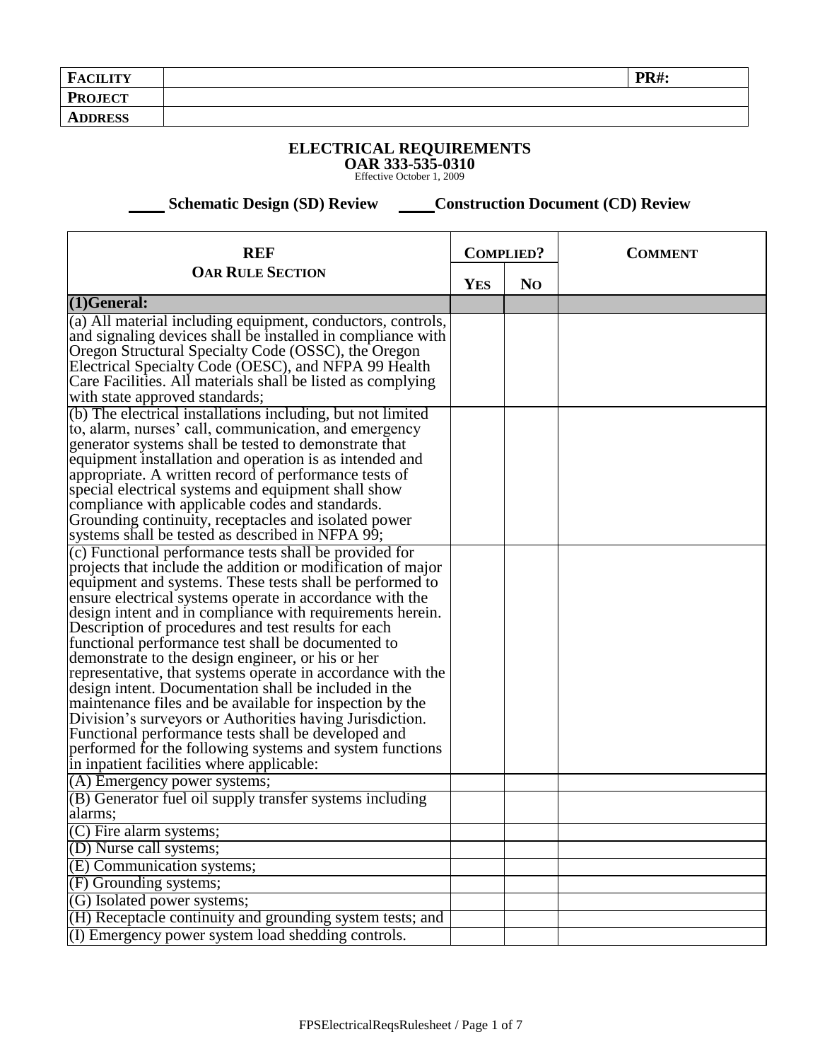| FACILITY | | PR#: |
|---|---|---|
| PROJECT | | |
| ADDRESS | | |

## ELECTRICAL REQUIREMENTS

**OAR 333-535-0310**

Effective October 1, 2009

**\_\_\_\_ Schematic Design (SD) Review \_\_\_\_Construction Document (CD) Review**

| REF<br>OAR RULE SECTION | COMPLIED? | | COMMENT |
|---|---|---|---|
| | YES | NO | |
| **(1)General:** | | | |
| (a) All material including equipment, conductors, controls, and signaling devices shall be installed in compliance with Oregon Structural Specialty Code (OSSC), the Oregon Electrical Specialty Code (OESC), and NFPA 99 Health Care Facilities. All materials shall be listed as complying with state approved standards; | | | |
| (b) The electrical installations including, but not limited to, alarm, nurses' call, communication, and emergency generator systems shall be tested to demonstrate that equipment installation and operation is as intended and appropriate. A written record of performance tests of special electrical systems and equipment shall show compliance with applicable codes and standards. Grounding continuity, receptacles and isolated power systems shall be tested as described in NFPA 99; | | | |
| (c) Functional performance tests shall be provided for projects that include the addition or modification of major equipment and systems. These tests shall be performed to ensure electrical systems operate in accordance with the design intent and in compliance with requirements herein. Description of procedures and test results for each functional performance test shall be documented to demonstrate to the design engineer, or his or her representative, that systems operate in accordance with the design intent. Documentation shall be included in the maintenance files and be available for inspection by the Division's surveyors or Authorities having Jurisdiction. Functional performance tests shall be developed and performed for the following systems and system functions in inpatient facilities where applicable: | | | |
| (A) Emergency power systems; | | | |
| (B) Generator fuel oil supply transfer systems including alarms; | | | |
| (C) Fire alarm systems; | | | |
| (D) Nurse call systems; | | | |
| (E) Communication systems; | | | |
| (F) Grounding systems; | | | |
| (G) Isolated power systems; | | | |
| (H) Receptacle continuity and grounding system tests; and | | | |
| (I) Emergency power system load shedding controls. | | | |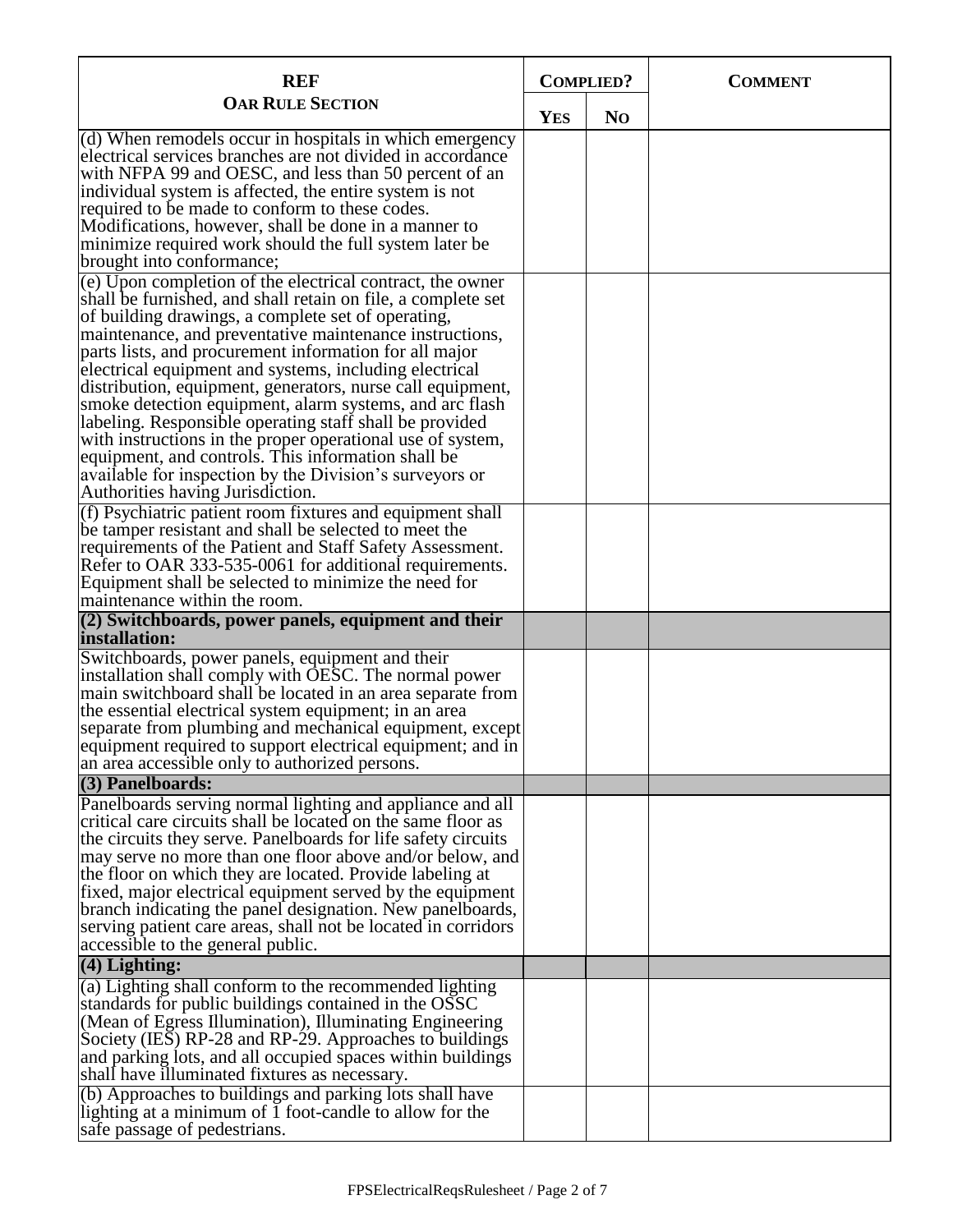| REF<br>OAR RULE SECTION | COMPLIED? | | COMMENT |
|---|---|---|---|
| | YES | NO | |
| (d) When remodels occur in hospitals in which emergency electrical services branches are not divided in accordance with NFPA 99 and OESC, and less than 50 percent of an individual system is affected, the entire system is not required to be made to conform to these codes. Modifications, however, shall be done in a manner to minimize required work should the full system later be brought into conformance; | | | |
| (e) Upon completion of the electrical contract, the owner shall be furnished, and shall retain on file, a complete set of building drawings, a complete set of operating, maintenance, and preventative maintenance instructions, parts lists, and procurement information for all major electrical equipment and systems, including electrical distribution, equipment, generators, nurse call equipment, smoke detection equipment, alarm systems, and arc flash labeling. Responsible operating staff shall be provided with instructions in the proper operational use of system, equipment, and controls. This information shall be available for inspection by the Division's surveyors or Authorities having Jurisdiction. | | | |
| (f) Psychiatric patient room fixtures and equipment shall be tamper resistant and shall be selected to meet the requirements of the Patient and Staff Safety Assessment. Refer to OAR 333-535-0061 for additional requirements. Equipment shall be selected to minimize the need for maintenance within the room. | | | |
| **(2) Switchboards, power panels, equipment and their installation:** | | | |
| Switchboards, power panels, equipment and their installation shall comply with OESC. The normal power main switchboard shall be located in an area separate from the essential electrical system equipment; in an area separate from plumbing and mechanical equipment, except equipment required to support electrical equipment; and in an area accessible only to authorized persons. | | | |
| **(3) Panelboards:** | | | |
| Panelboards serving normal lighting and appliance and all critical care circuits shall be located on the same floor as the circuits they serve. Panelboards for life safety circuits may serve no more than one floor above and/or below, and the floor on which they are located. Provide labeling at fixed, major electrical equipment served by the equipment branch indicating the panel designation. New panelboards, serving patient care areas, shall not be located in corridors accessible to the general public. | | | |
| **(4) Lighting:** | | | |
| (a) Lighting shall conform to the recommended lighting standards for public buildings contained in the OSSC (Mean of Egress Illumination), Illuminating Engineering Society (IES) RP-28 and RP-29. Approaches to buildings and parking lots, and all occupied spaces within buildings shall have illuminated fixtures as necessary. | | | |
| (b) Approaches to buildings and parking lots shall have lighting at a minimum of 1 foot-candle to allow for the safe passage of pedestrians. | | | |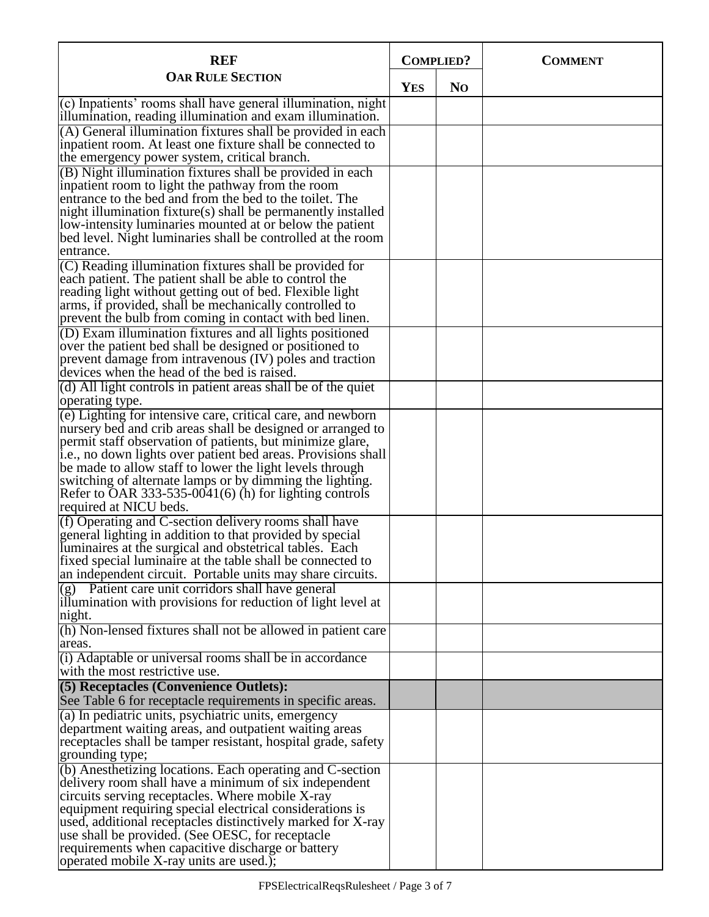| REF OAR RULE SECTION | COMPLIED? | | COMMENT |
|---|---|---|---|
| | YES | NO | |
| (c) Inpatients' rooms shall have general illumination, night illumination, reading illumination and exam illumination. | | | |
| (A) General illumination fixtures shall be provided in each inpatient room. At least one fixture shall be connected to the emergency power system, critical branch. | | | |
| (B) Night illumination fixtures shall be provided in each inpatient room to light the pathway from the room entrance to the bed and from the bed to the toilet. The night illumination fixture(s) shall be permanently installed low-intensity luminaries mounted at or below the patient bed level. Night luminaries shall be controlled at the room entrance. | | | |
| (C) Reading illumination fixtures shall be provided for each patient. The patient shall be able to control the reading light without getting out of bed. Flexible light arms, if provided, shall be mechanically controlled to prevent the bulb from coming in contact with bed linen. | | | |
| (D) Exam illumination fixtures and all lights positioned over the patient bed shall be designed or positioned to prevent damage from intravenous (IV) poles and traction devices when the head of the bed is raised. | | | |
| (d) All light controls in patient areas shall be of the quiet operating type. | | | |
| (e) Lighting for intensive care, critical care, and newborn nursery bed and crib areas shall be designed or arranged to permit staff observation of patients, but minimize glare, i.e., no down lights over patient bed areas. Provisions shall be made to allow staff to lower the light levels through switching of alternate lamps or by dimming the lighting. Refer to OAR 333-535-0041(6) (h) for lighting controls required at NICU beds. | | | |
| (f) Operating and C-section delivery rooms shall have general lighting in addition to that provided by special luminaires at the surgical and obstetrical tables. Each fixed special luminaire at the table shall be connected to an independent circuit. Portable units may share circuits. | | | |
| (g) Patient care unit corridors shall have general illumination with provisions for reduction of light level at night. | | | |
| (h) Non-lensed fixtures shall not be allowed in patient care areas. | | | |
| (i) Adaptable or universal rooms shall be in accordance with the most restrictive use. | | | |
| **(5) Receptacles (Convenience Outlets):** See Table 6 for receptacle requirements in specific areas. | | | |
| (a) In pediatric units, psychiatric units, emergency department waiting areas, and outpatient waiting areas receptacles shall be tamper resistant, hospital grade, safety grounding type; | | | |
| (b) Anesthetizing locations. Each operating and C-section delivery room shall have a minimum of six independent circuits serving receptacles. Where mobile X-ray equipment requiring special electrical considerations is used, additional receptacles distinctively marked for X-ray use shall be provided. (See OESC, for receptacle requirements when capacitive discharge or battery operated mobile X-ray units are used.); | | | |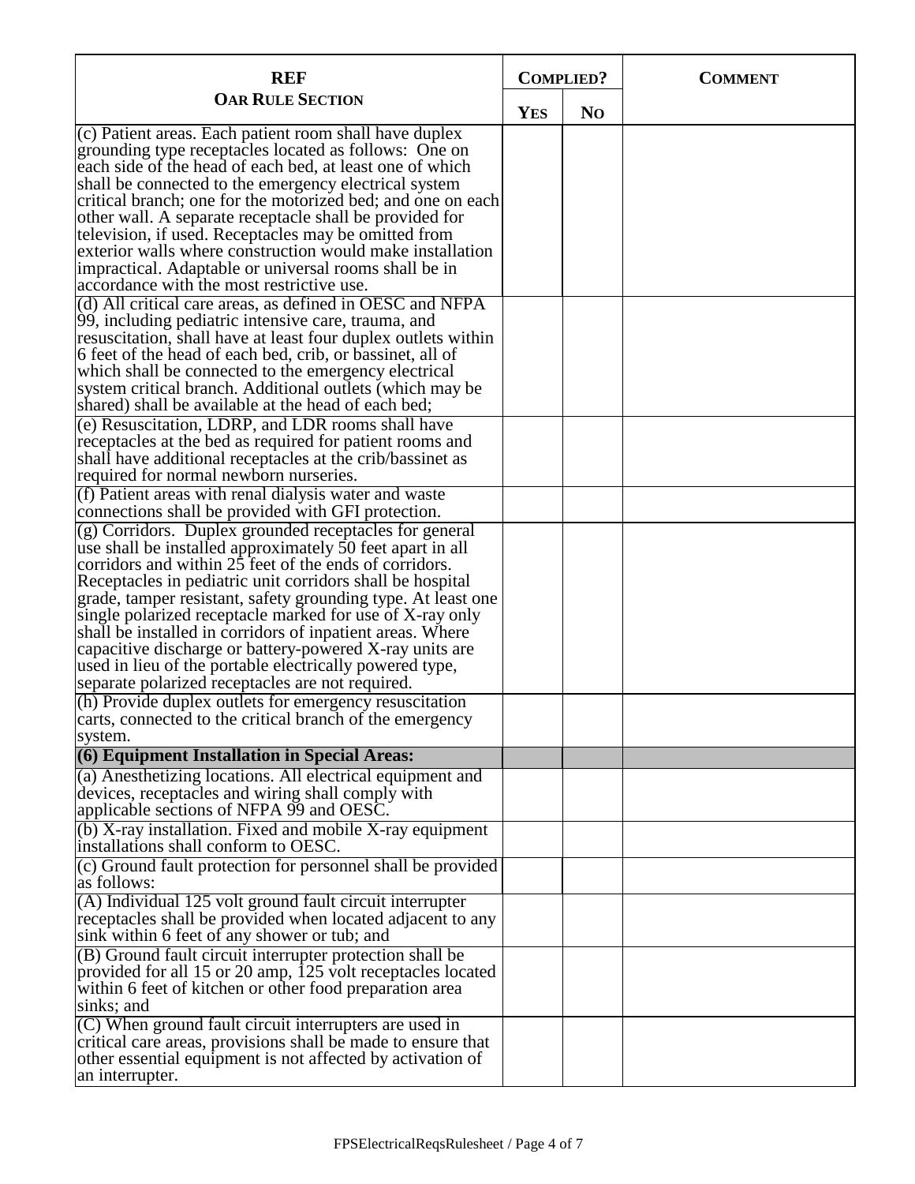| REF<br>OAR RULE SECTION | COMPLIED? | | COMMENT |
|---|---|---|---|
| | YES | NO | |
| (c) Patient areas. Each patient room shall have duplex grounding type receptacles located as follows: One on each side of the head of each bed, at least one of which shall be connected to the emergency electrical system critical branch; one for the motorized bed; and one on each other wall. A separate receptacle shall be provided for television, if used. Receptacles may be omitted from exterior walls where construction would make installation impractical. Adaptable or universal rooms shall be in accordance with the most restrictive use. | | | |
| (d) All critical care areas, as defined in OESC and NFPA 99, including pediatric intensive care, trauma, and resuscitation, shall have at least four duplex outlets within 6 feet of the head of each bed, crib, or bassinet, all of which shall be connected to the emergency electrical system critical branch. Additional outlets (which may be shared) shall be available at the head of each bed; | | | |
| (e) Resuscitation, LDRP, and LDR rooms shall have receptacles at the bed as required for patient rooms and shall have additional receptacles at the crib/bassinet as required for normal newborn nurseries. | | | |
| (f) Patient areas with renal dialysis water and waste connections shall be provided with GFI protection. | | | |
| (g) Corridors. Duplex grounded receptacles for general use shall be installed approximately 50 feet apart in all corridors and within 25 feet of the ends of corridors. Receptacles in pediatric unit corridors shall be hospital grade, tamper resistant, safety grounding type. At least one single polarized receptacle marked for use of X-ray only shall be installed in corridors of inpatient areas. Where capacitive discharge or battery-powered X-ray units are used in lieu of the portable electrically powered type, separate polarized receptacles are not required. | | | |
| (h) Provide duplex outlets for emergency resuscitation carts, connected to the critical branch of the emergency system. | | | |
| **(6) Equipment Installation in Special Areas:** | | | |
| (a) Anesthetizing locations. All electrical equipment and devices, receptacles and wiring shall comply with applicable sections of NFPA 99 and OESC. | | | |
| (b) X-ray installation. Fixed and mobile X-ray equipment installations shall conform to OESC. | | | |
| (c) Ground fault protection for personnel shall be provided as follows: | | | |
| (A) Individual 125 volt ground fault circuit interrupter receptacles shall be provided when located adjacent to any sink within 6 feet of any shower or tub; and | | | |
| (B) Ground fault circuit interrupter protection shall be provided for all 15 or 20 amp, 125 volt receptacles located within 6 feet of kitchen or other food preparation area sinks; and | | | |
| (C) When ground fault circuit interrupters are used in critical care areas, provisions shall be made to ensure that other essential equipment is not affected by activation of an interrupter. | | | |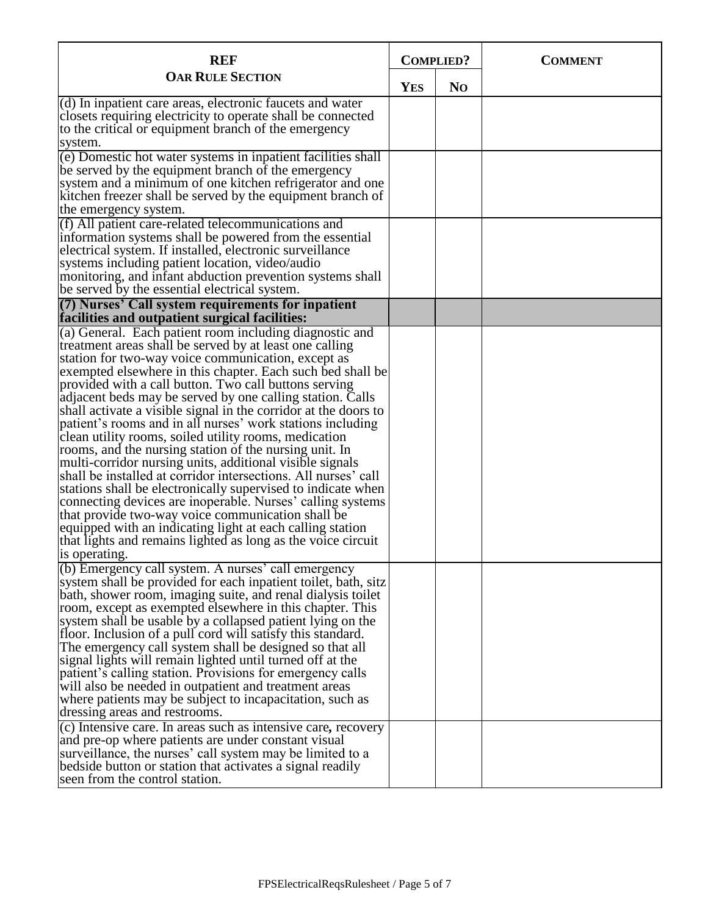| REF<br>OAR RULE SECTION | COMPLIED? | | COMMENT |
|---|---|---|---|
| | YES | NO | |
| (d) In inpatient care areas, electronic faucets and water closets requiring electricity to operate shall be connected to the critical or equipment branch of the emergency system. | | | |
| (e) Domestic hot water systems in inpatient facilities shall be served by the equipment branch of the emergency system and a minimum of one kitchen refrigerator and one kitchen freezer shall be served by the equipment branch of the emergency system. | | | |
| (f) All patient care-related telecommunications and information systems shall be powered from the essential electrical system. If installed, electronic surveillance systems including patient location, video/audio monitoring, and infant abduction prevention systems shall be served by the essential electrical system. | | | |
| **(7) Nurses' Call system requirements for inpatient facilities and outpatient surgical facilities:** | | | |
| (a) General. Each patient room including diagnostic and treatment areas shall be served by at least one calling station for two-way voice communication, except as exempted elsewhere in this chapter. Each such bed shall be provided with a call button. Two call buttons serving adjacent beds may be served by one calling station. Calls shall activate a visible signal in the corridor at the doors to patient's rooms and in all nurses' work stations including clean utility rooms, soiled utility rooms, medication rooms, and the nursing station of the nursing unit. In multi-corridor nursing units, additional visible signals shall be installed at corridor intersections. All nurses' call stations shall be electronically supervised to indicate when connecting devices are inoperable. Nurses' calling systems that provide two-way voice communication shall be equipped with an indicating light at each calling station that lights and remains lighted as long as the voice circuit is operating. | | | |
| (b) Emergency call system. A nurses' call emergency system shall be provided for each inpatient toilet, bath, sitz bath, shower room, imaging suite, and renal dialysis toilet room, except as exempted elsewhere in this chapter. This system shall be usable by a collapsed patient lying on the floor. Inclusion of a pull cord will satisfy this standard. The emergency call system shall be designed so that all signal lights will remain lighted until turned off at the patient's calling station. Provisions for emergency calls will also be needed in outpatient and treatment areas where patients may be subject to incapacitation, such as dressing areas and restrooms. | | | |
| (c) Intensive care. In areas such as intensive care**,** recovery and pre-op where patients are under constant visual surveillance, the nurses' call system may be limited to a bedside button or station that activates a signal readily seen from the control station. | | | |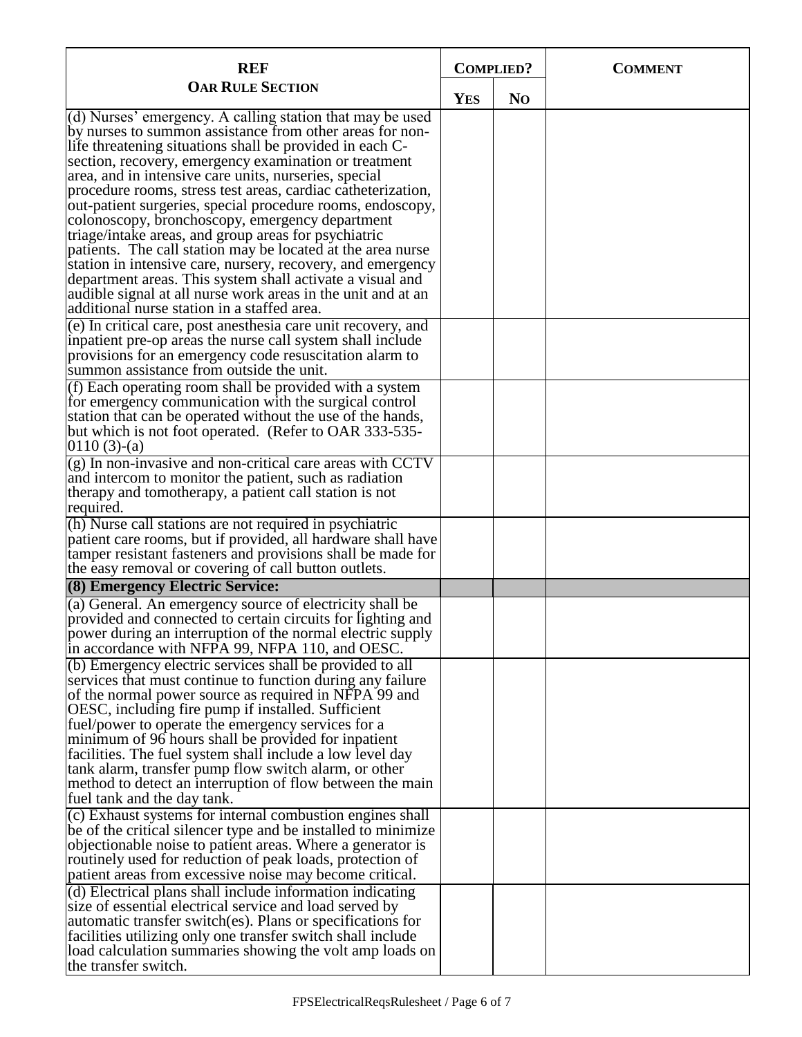| REF<br>OAR RULE SECTION | COMPLIED? | | COMMENT |
|---|---|---|---|
| | YES | NO | |
| (d) Nurses' emergency. A calling station that may be used by nurses to summon assistance from other areas for non-life threatening situations shall be provided in each C-section, recovery, emergency examination or treatment area, and in intensive care units, nurseries, special procedure rooms, stress test areas, cardiac catheterization, out-patient surgeries, special procedure rooms, endoscopy, colonoscopy, bronchoscopy, emergency department triage/intake areas, and group areas for psychiatric patients. The call station may be located at the area nurse station in intensive care, nursery, recovery, and emergency department areas. This system shall activate a visual and audible signal at all nurse work areas in the unit and at an additional nurse station in a staffed area. | | | |
| (e) In critical care, post anesthesia care unit recovery, and inpatient pre-op areas the nurse call system shall include provisions for an emergency code resuscitation alarm to summon assistance from outside the unit. | | | |
| (f) Each operating room shall be provided with a system for emergency communication with the surgical control station that can be operated without the use of the hands, but which is not foot operated. (Refer to OAR 333-535-0110 (3)-(a) | | | |
| (g) In non-invasive and non-critical care areas with CCTV and intercom to monitor the patient, such as radiation therapy and tomotherapy, a patient call station is not required. | | | |
| (h) Nurse call stations are not required in psychiatric patient care rooms, but if provided, all hardware shall have tamper resistant fasteners and provisions shall be made for the easy removal or covering of call button outlets. | | | |
| **(8) Emergency Electric Service:** | | | |
| (a) General. An emergency source of electricity shall be provided and connected to certain circuits for lighting and power during an interruption of the normal electric supply in accordance with NFPA 99, NFPA 110, and OESC. | | | |
| (b) Emergency electric services shall be provided to all services that must continue to function during any failure of the normal power source as required in NFPA 99 and OESC, including fire pump if installed. Sufficient fuel/power to operate the emergency services for a minimum of 96 hours shall be provided for inpatient facilities. The fuel system shall include a low level day tank alarm, transfer pump flow switch alarm, or other method to detect an interruption of flow between the main fuel tank and the day tank. | | | |
| (c) Exhaust systems for internal combustion engines shall be of the critical silencer type and be installed to minimize objectionable noise to patient areas. Where a generator is routinely used for reduction of peak loads, protection of patient areas from excessive noise may become critical. | | | |
| (d) Electrical plans shall include information indicating size of essential electrical service and load served by automatic transfer switch(es). Plans or specifications for facilities utilizing only one transfer switch shall include load calculation summaries showing the volt amp loads on the transfer switch. | | | |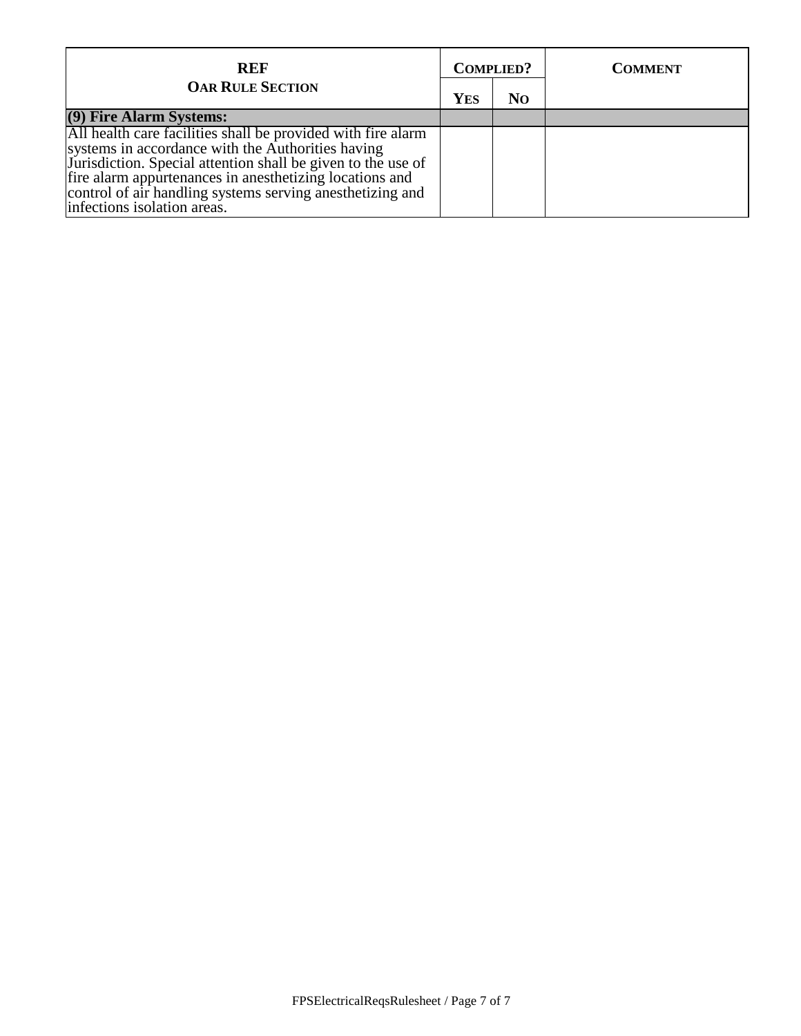| REF<br>OAR RULE SECTION | COMPLIED? | | COMMENT |
|---|---|---|---|
| | YES | NO | |
| **(9) Fire Alarm Systems:** | | | |
| All health care facilities shall be provided with fire alarm systems in accordance with the Authorities having Jurisdiction. Special attention shall be given to the use of fire alarm appurtenances in anesthetizing locations and control of air handling systems serving anesthetizing and infections isolation areas. | | | |